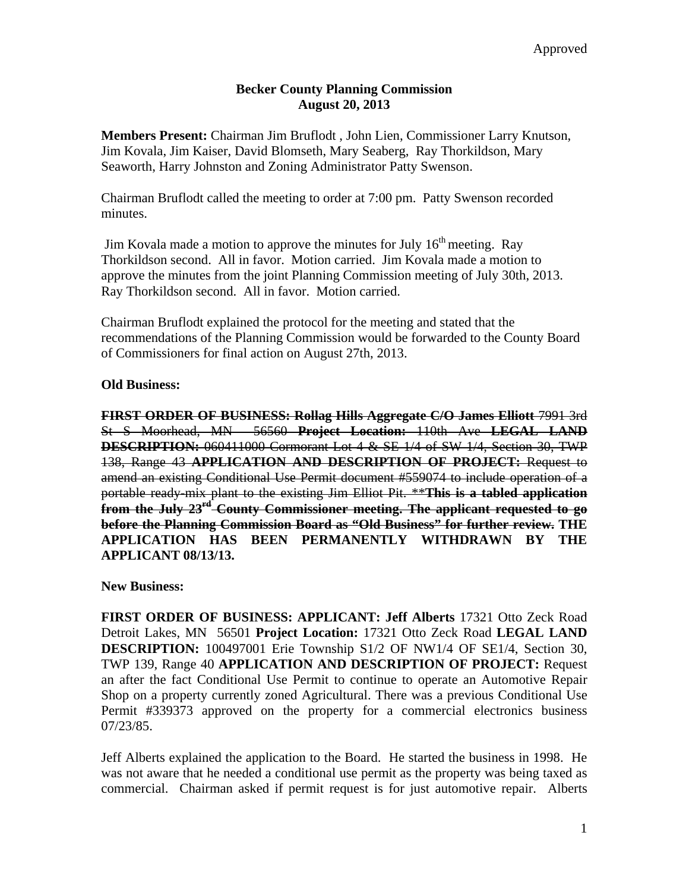Approved

**Becker County Planning Commission**
**August 20, 2013**

**Members Present:** Chairman Jim Bruflodt , John Lien, Commissioner Larry Knutson, Jim Kovala, Jim Kaiser, David Blomseth, Mary Seaberg, Ray Thorkildson, Mary Seaworth, Harry Johnston and Zoning Administrator Patty Swenson.

Chairman Bruflodt called the meeting to order at 7:00 pm. Patty Swenson recorded minutes.

Jim Kovala made a motion to approve the minutes for July 16th meeting. Ray Thorkildson second. All in favor. Motion carried. Jim Kovala made a motion to approve the minutes from the joint Planning Commission meeting of July 30th, 2013. Ray Thorkildson second. All in favor. Motion carried.

Chairman Bruflodt explained the protocol for the meeting and stated that the recommendations of the Planning Commission would be forwarded to the County Board of Commissioners for final action on August 27th, 2013.

**Old Business:**

~~**FIRST ORDER OF BUSINESS: Rollag Hills Aggregate C/O James Elliott** 7991 3rd St S Moorhead, MN 56560 **Project Location:** 110th Ave **LEGAL LAND DESCRIPTION:** 060411000 Cormorant Lot 4 & SE 1/4 of SW 1/4, Section 30, TWP 138, Range 43 **APPLICATION AND DESCRIPTION OF PROJECT:** Request to amend an existing Conditional Use Permit document #559074 to include operation of a portable ready-mix plant to the existing Jim Elliot Pit. \*\***This is a tabled application from the July 23rd County Commissioner meeting. The applicant requested to go before the Planning Commission Board as "Old Business" for further review.**~~ **THE APPLICATION HAS BEEN PERMANENTLY WITHDRAWN BY THE APPLICANT 08/13/13.**

**New Business:**

**FIRST ORDER OF BUSINESS: APPLICANT: Jeff Alberts** 17321 Otto Zeck Road Detroit Lakes, MN 56501 **Project Location:** 17321 Otto Zeck Road **LEGAL LAND DESCRIPTION:** 100497001 Erie Township S1/2 OF NW1/4 OF SE1/4, Section 30, TWP 139, Range 40 **APPLICATION AND DESCRIPTION OF PROJECT:** Request an after the fact Conditional Use Permit to continue to operate an Automotive Repair Shop on a property currently zoned Agricultural. There was a previous Conditional Use Permit #339373 approved on the property for a commercial electronics business 07/23/85.

Jeff Alberts explained the application to the Board. He started the business in 1998. He was not aware that he needed a conditional use permit as the property was being taxed as commercial. Chairman asked if permit request is for just automotive repair. Alberts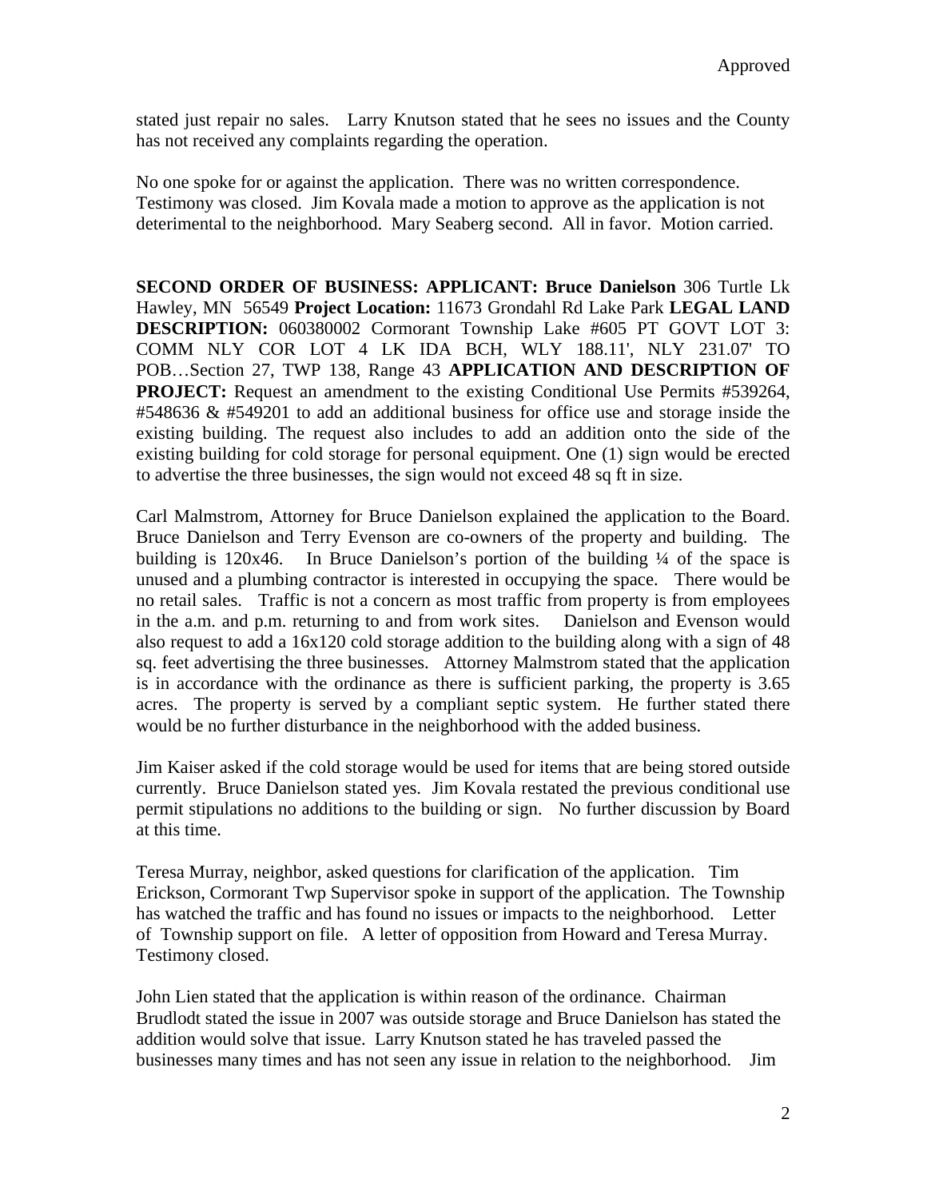stated just repair no sales. Larry Knutson stated that he sees no issues and the County has not received any complaints regarding the operation.

No one spoke for or against the application. There was no written correspondence. Testimony was closed. Jim Kovala made a motion to approve as the application is not deterimental to the neighborhood. Mary Seaberg second. All in favor. Motion carried.

**SECOND ORDER OF BUSINESS: APPLICANT: Bruce Danielson** 306 Turtle Lk Hawley, MN 56549 **Project Location:** 11673 Grondahl Rd Lake Park **LEGAL LAND DESCRIPTION:** 060380002 Cormorant Township Lake #605 PT GOVT LOT 3: COMM NLY COR LOT 4 LK IDA BCH, WLY 188.11', NLY 231.07' TO POB…Section 27, TWP 138, Range 43 **APPLICATION AND DESCRIPTION OF PROJECT:** Request an amendment to the existing Conditional Use Permits #539264, #548636 & #549201 to add an additional business for office use and storage inside the existing building. The request also includes to add an addition onto the side of the existing building for cold storage for personal equipment. One (1) sign would be erected to advertise the three businesses, the sign would not exceed 48 sq ft in size.

Carl Malmstrom, Attorney for Bruce Danielson explained the application to the Board. Bruce Danielson and Terry Evenson are co-owners of the property and building. The building is 120x46. In Bruce Danielson's portion of the building ¼ of the space is unused and a plumbing contractor is interested in occupying the space. There would be no retail sales. Traffic is not a concern as most traffic from property is from employees in the a.m. and p.m. returning to and from work sites. Danielson and Evenson would also request to add a 16x120 cold storage addition to the building along with a sign of 48 sq. feet advertising the three businesses. Attorney Malmstrom stated that the application is in accordance with the ordinance as there is sufficient parking, the property is 3.65 acres. The property is served by a compliant septic system. He further stated there would be no further disturbance in the neighborhood with the added business.

Jim Kaiser asked if the cold storage would be used for items that are being stored outside currently. Bruce Danielson stated yes. Jim Kovala restated the previous conditional use permit stipulations no additions to the building or sign. No further discussion by Board at this time.

Teresa Murray, neighbor, asked questions for clarification of the application. Tim Erickson, Cormorant Twp Supervisor spoke in support of the application. The Township has watched the traffic and has found no issues or impacts to the neighborhood. Letter of Township support on file. A letter of opposition from Howard and Teresa Murray. Testimony closed.

John Lien stated that the application is within reason of the ordinance. Chairman Brudlodt stated the issue in 2007 was outside storage and Bruce Danielson has stated the addition would solve that issue. Larry Knutson stated he has traveled passed the businesses many times and has not seen any issue in relation to the neighborhood. Jim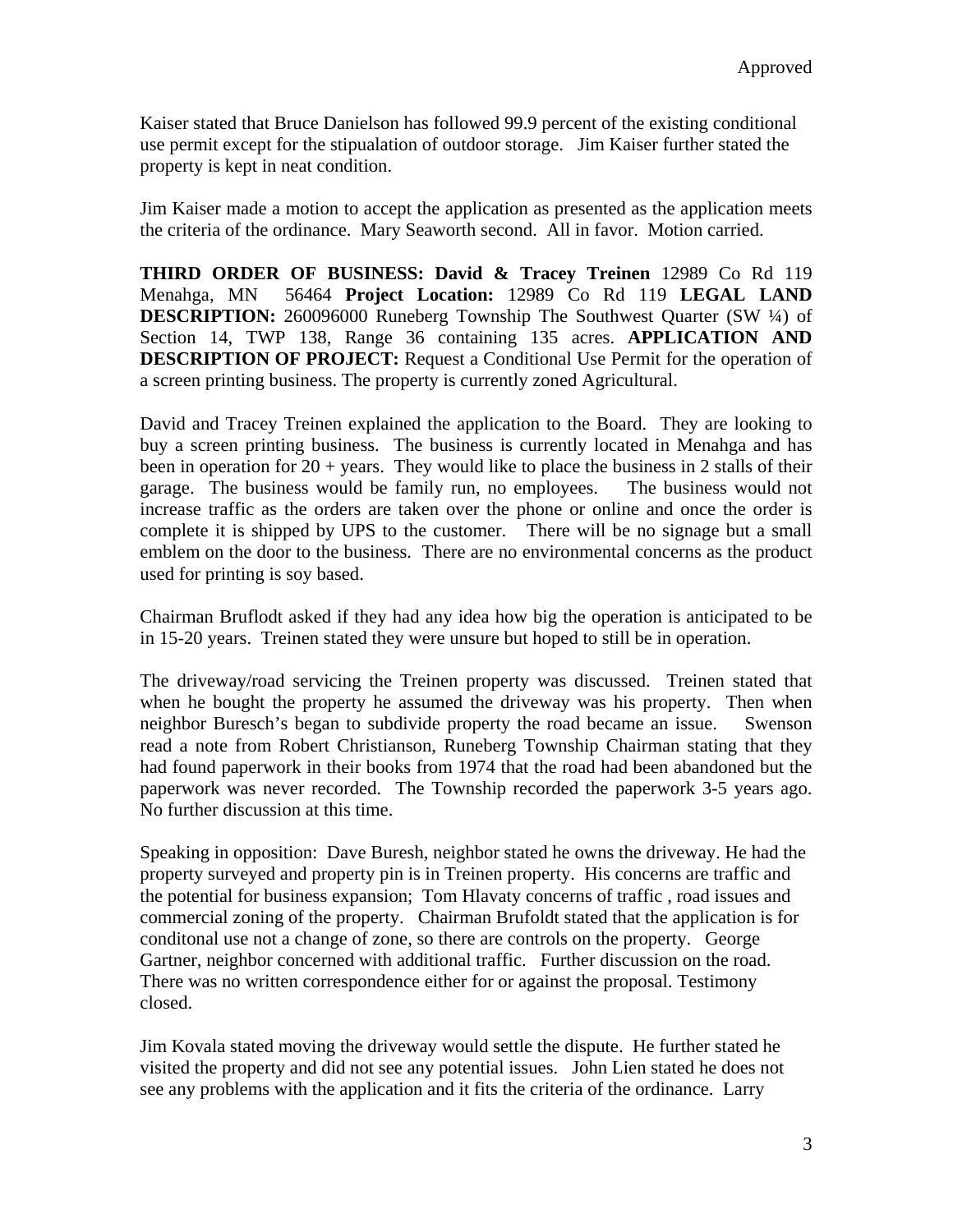Approved

Kaiser stated that Bruce Danielson has followed 99.9 percent of the existing conditional use permit except for the stipualation of outdoor storage. Jim Kaiser further stated the property is kept in neat condition.

Jim Kaiser made a motion to accept the application as presented as the application meets the criteria of the ordinance. Mary Seaworth second. All in favor. Motion carried.

**THIRD ORDER OF BUSINESS: David & Tracey Treinen** 12989 Co Rd 119 Menahga, MN 56464 **Project Location:** 12989 Co Rd 119 **LEGAL LAND DESCRIPTION:** 260096000 Runeberg Township The Southwest Quarter (SW ¼) of Section 14, TWP 138, Range 36 containing 135 acres. **APPLICATION AND DESCRIPTION OF PROJECT:** Request a Conditional Use Permit for the operation of a screen printing business. The property is currently zoned Agricultural.

David and Tracey Treinen explained the application to the Board. They are looking to buy a screen printing business. The business is currently located in Menahga and has been in operation for 20 + years. They would like to place the business in 2 stalls of their garage. The business would be family run, no employees. The business would not increase traffic as the orders are taken over the phone or online and once the order is complete it is shipped by UPS to the customer. There will be no signage but a small emblem on the door to the business. There are no environmental concerns as the product used for printing is soy based.

Chairman Bruflodt asked if they had any idea how big the operation is anticipated to be in 15-20 years. Treinen stated they were unsure but hoped to still be in operation.

The driveway/road servicing the Treinen property was discussed. Treinen stated that when he bought the property he assumed the driveway was his property. Then when neighbor Buresch's began to subdivide property the road became an issue. Swenson read a note from Robert Christianson, Runeberg Township Chairman stating that they had found paperwork in their books from 1974 that the road had been abandoned but the paperwork was never recorded. The Township recorded the paperwork 3-5 years ago. No further discussion at this time.

Speaking in opposition: Dave Buresh, neighbor stated he owns the driveway. He had the property surveyed and property pin is in Treinen property. His concerns are traffic and the potential for business expansion; Tom Hlavaty concerns of traffic , road issues and commercial zoning of the property. Chairman Brufoldt stated that the application is for conditonal use not a change of zone, so there are controls on the property. George Gartner, neighbor concerned with additional traffic. Further discussion on the road. There was no written correspondence either for or against the proposal. Testimony closed.

Jim Kovala stated moving the driveway would settle the dispute. He further stated he visited the property and did not see any potential issues. John Lien stated he does not see any problems with the application and it fits the criteria of the ordinance. Larry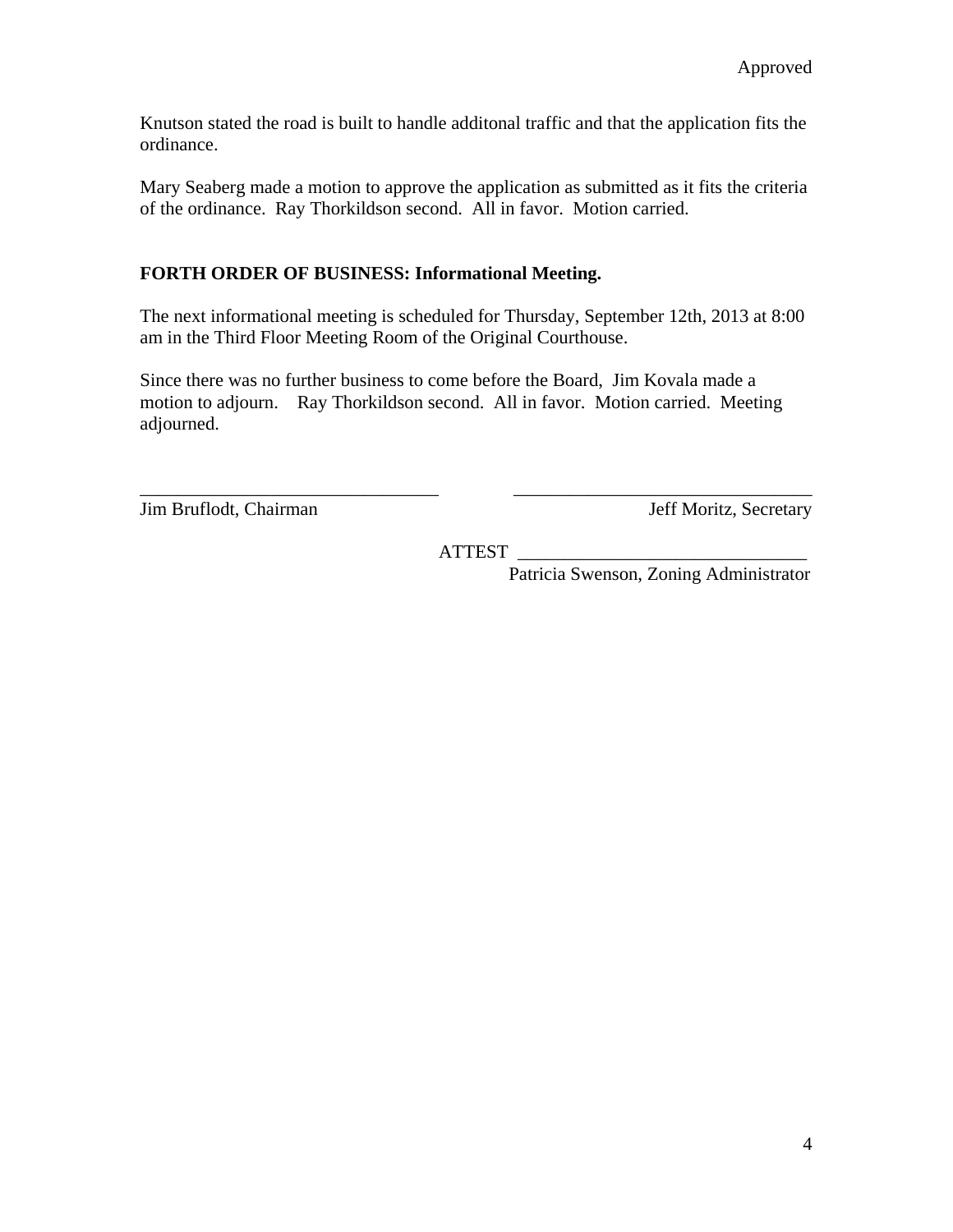Approved

Knutson stated the road is built to handle additonal traffic and that the application fits the ordinance.

Mary Seaberg made a motion to approve the application as submitted as it fits the criteria of the ordinance. Ray Thorkildson second. All in favor. Motion carried.

**FORTH ORDER OF BUSINESS: Informational Meeting.**

The next informational meeting is scheduled for Thursday, September 12th, 2013 at 8:00 am in the Third Floor Meeting Room of the Original Courthouse.

Since there was no further business to come before the Board, Jim Kovala made a motion to adjourn. Ray Thorkildson second. All in favor. Motion carried. Meeting adjourned.

\_\_\_\_\_\_\_\_\_\_\_\_\_\_\_\_\_\_\_\_\_\_\_\_\_\_\_\_\_\_\_\_ \_\_\_\_\_\_\_\_\_\_\_\_\_\_\_\_\_\_\_\_\_\_\_\_\_\_\_\_\_\_\_\_

Jim Bruflodt, Chairman Jeff Moritz, Secretary

ATTEST \_\_\_\_\_\_\_\_\_\_\_\_\_\_\_\_\_\_\_\_\_\_\_\_\_\_\_\_\_\_\_\_

Patricia Swenson, Zoning Administrator